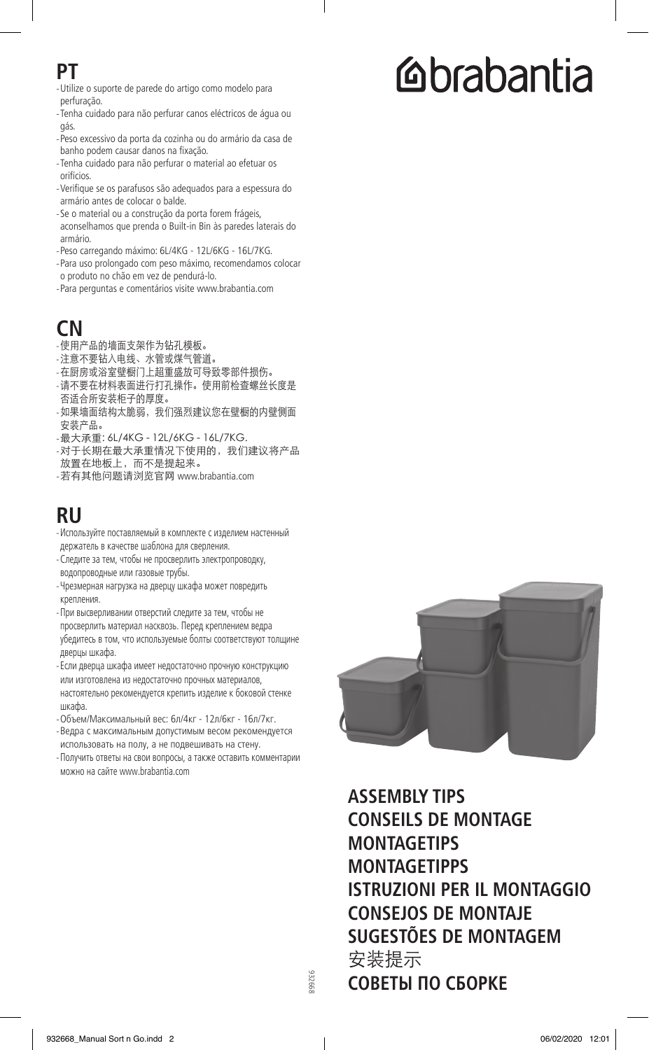## PT

- Utilize o suporte de parede do artigo como modelo para perfuração.
- Tenha cuidado para não perfurar canos eléctricos de água ou gás.
- Peso excessivo da porta da cozinha ou do armário da casa de banho podem causar danos na fixação.
- Tenha cuidado para não perfurar o material ao efetuar os orifícios.
- Verifique se os parafusos são adequados para a espessura do armário antes de colocar o balde.
- Se o material ou a construção da porta forem frágeis, aconselhamos que prenda o Built-in Bin às paredes laterais do armário.
- Peso carregando máximo: 6L/4KG - 12L/6KG - 16L/7KG.
- Para uso prolongado com peso máximo, recomendamos colocar o produto no chão em vez de pendurá-lo.
- Para perguntas e comentários visite www.brabantia.com

## CN

- 使用产品的墙面支架作为钻孔模板。
- 注意不要钻入电线、水管或煤气管道。
- 在厨房或浴室壁橱门上超重盛放可导致零部件损伤。
- 请不要在材料表面进行打孔操作。使用前检查螺丝长度是否适合所安装柜子的厚度。
- 如果墙面结构太脆弱，我们强烈建议您在壁橱的内壁侧面安装产品。
- 最大承重: 6L/4KG - 12L/6KG - 16L/7KG.
- 对于长期在最大承重情况下使用的，我们建议将产品放置在地板上，而不是提起来。
- 若有其他问题请浏览官网 www.brabantia.com

## RU

- Используйте поставляемый в комплекте с изделием настенный держатель в качестве шаблона для сверления.
- Следите за тем, чтобы не просверлить электропроводку, водопроводные или газовые трубы.
- Чрезмерная нагрузка на дверцу шкафа может повредить крепления.
- При высверливании отверстий следите за тем, чтобы не просверлить материал насквозь. Перед креплением ведра убедитесь в том, что используемые болты соответствуют толщине дверцы шкафа.
- Если дверца шкафа имеет недостаточно прочную конструкцию или изготовлена из недостаточно прочных материалов, настоятельно рекомендуется крепить изделие к боковой стенке шкафа.
- Объем/Максимальный вес: 6л/4кг - 12л/6кг - 16л/7кг.
- Ведра с максимальным допустимым весом рекомендуется использовать на полу, а не подвешивать на стену.
- Получить ответы на свои вопросы, а также оставить комментарии можно на сайте www.brabantia.com

# brabantia

**ASSEMBLY TIPS**
**CONSEILS DE MONTAGE**
**MONTAGETIPS**
**MONTAGETIPPS**
**ISTRUZIONI PER IL MONTAGGIO**
**CONSEJOS DE MONTAJE**
**SUGESTÕES DE MONTAGEM**
安装提示
**СОВЕТЫ ПО СБОРКЕ**

932668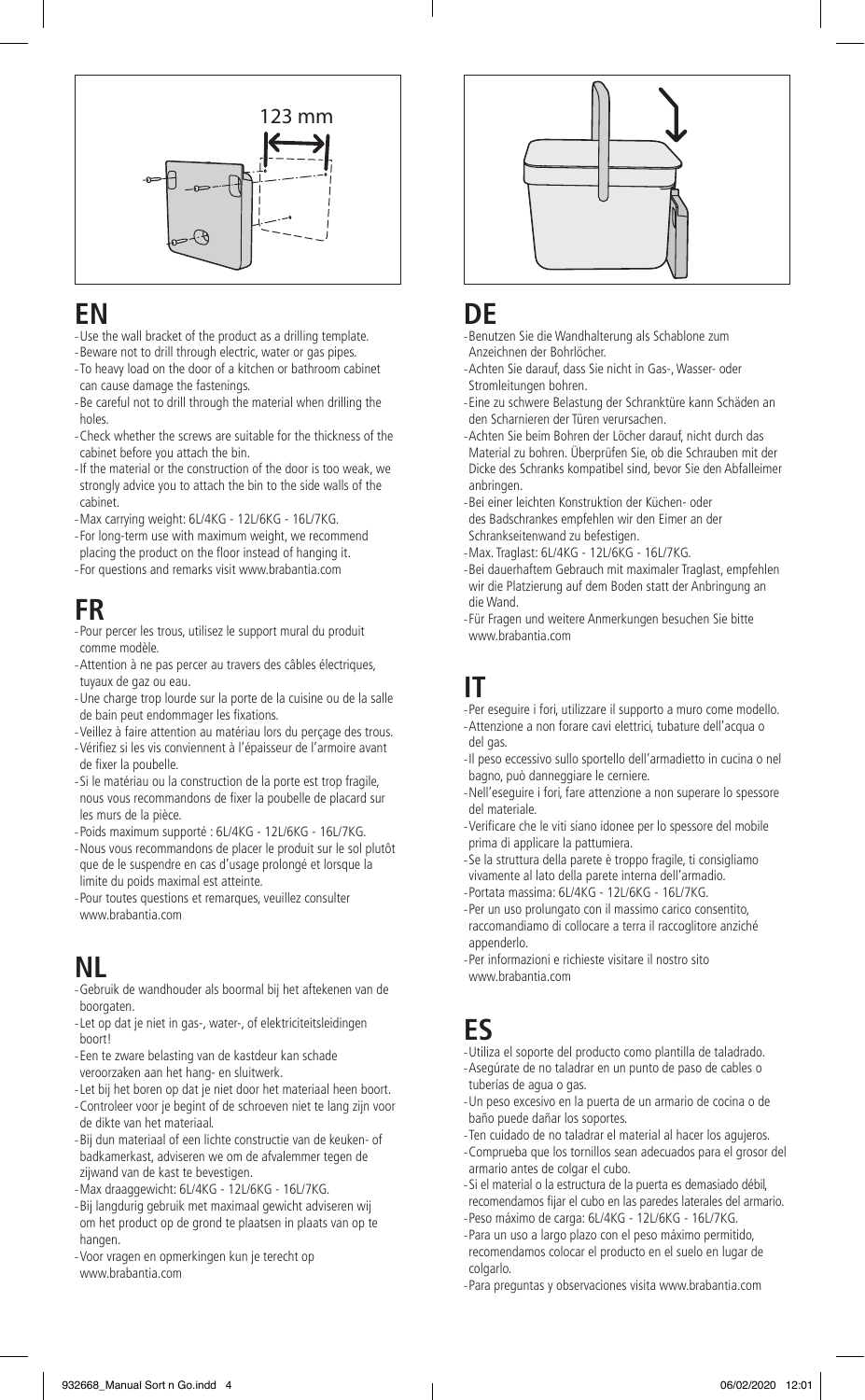123 mm

## EN

- Use the wall bracket of the product as a drilling template.
- Beware not to drill through electric, water or gas pipes.
- To heavy load on the door of a kitchen or bathroom cabinet can cause damage the fastenings.
- Be careful not to drill through the material when drilling the holes.
- Check whether the screws are suitable for the thickness of the cabinet before you attach the bin.
- If the material or the construction of the door is too weak, we strongly advice you to attach the bin to the side walls of the cabinet.
- Max carrying weight: 6L/4KG - 12L/6KG - 16L/7KG.
- For long-term use with maximum weight, we recommend placing the product on the floor instead of hanging it.
- For questions and remarks visit www.brabantia.com

## FR

- Pour percer les trous, utilisez le support mural du produit comme modèle.
- Attention à ne pas percer au travers des câbles électriques, tuyaux de gaz ou eau.
- Une charge trop lourde sur la porte de la cuisine ou de la salle de bain peut endommager les fixations.
- Veillez à faire attention au matériau lors du perçage des trous.
- Vérifiez si les vis conviennent à l'épaisseur de l'armoire avant de fixer la poubelle.
- Si le matériau ou la construction de la porte est trop fragile, nous vous recommandons de fixer la poubelle de placard sur les murs de la pièce.
- Poids maximum supporté : 6L/4KG - 12L/6KG - 16L/7KG.
- Nous vous recommandons de placer le produit sur le sol plutôt que de le suspendre en cas d'usage prolongé et lorsque la limite du poids maximal est atteinte.
- Pour toutes questions et remarques, veuillez consulter www.brabantia.com

## NL

- Gebruik de wandhouder als boormal bij het aftekenen van de boorgaten.
- Let op dat je niet in gas-, water-, of elektriciteitsleidingen boort!
- Een te zware belasting van de kastdeur kan schade veroorzaken aan het hang- en sluitwerk.
- Let bij het boren op dat je niet door het materiaal heen boort.
- Controleer voor je begint of de schroeven niet te lang zijn voor de dikte van het materiaal.
- Bij dun materiaal of een lichte constructie van de keuken- of badkamerkast, adviseren we om de afvalemmer tegen de zijwand van de kast te bevestigen.
- Max draaggewicht: 6L/4KG - 12L/6KG - 16L/7KG.
- Bij langdurig gebruik met maximaal gewicht adviseren wij om het product op de grond te plaatsen in plaats van op te hangen.
- Voor vragen en opmerkingen kun je terecht op www.brabantia.com

## DE

- Benutzen Sie die Wandhalterung als Schablone zum Anzeichnen der Bohrlöcher.
- Achten Sie darauf, dass Sie nicht in Gas-, Wasser- oder Stromleitungen bohren.
- Eine zu schwere Belastung der Schranktüre kann Schäden an den Scharnieren der Türen verursachen.
- Achten Sie beim Bohren der Löcher darauf, nicht durch das Material zu bohren. Überprüfen Sie, ob die Schrauben mit der Dicke des Schranks kompatibel sind, bevor Sie den Abfalleimer anbringen.
- Bei einer leichten Konstruktion der Küchen- oder des Badschrankes empfehlen wir den Eimer an der Schrankseitenwand zu befestigen.
- Max. Traglast: 6L/4KG - 12L/6KG - 16L/7KG.
- Bei dauerhaftem Gebrauch mit maximaler Traglast, empfehlen wir die Platzierung auf dem Boden statt der Anbringung an die Wand.
- Für Fragen und weitere Anmerkungen besuchen Sie bitte www.brabantia.com

## IT

- Per eseguire i fori, utilizzare il supporto a muro come modello.
- Attenzione a non forare cavi elettrici, tubature dell'acqua o del gas.
- Il peso eccessivo sullo sportello dell'armadietto in cucina o nel bagno, può danneggiare le cerniere.
- Nell'eseguire i fori, fare attenzione a non superare lo spessore del materiale.
- Verificare che le viti siano idonee per lo spessore del mobile prima di applicare la pattumiera.
- Se la struttura della parete è troppo fragile, ti consigliamo vivamente al lato della parete interna dell'armadio.
- Portata massima: 6L/4KG - 12L/6KG - 16L/7KG.
- Per un uso prolungato con il massimo carico consentito, raccomandiamo di collocare a terra il raccoglitore anziché appenderlo.
- Per informazioni e richieste visitare il nostro sito www.brabantia.com

## ES

- Utiliza el soporte del producto como plantilla de taladrado.
- Asegúrate de no taladrar en un punto de paso de cables o tuberías de agua o gas.
- Un peso excesivo en la puerta de un armario de cocina o de baño puede dañar los soportes.
- Ten cuidado de no taladrar el material al hacer los agujeros.
- Comprueba que los tornillos sean adecuados para el grosor del armario antes de colgar el cubo.
- Si el material o la estructura de la puerta es demasiado débil, recomendamos fijar el cubo en las paredes laterales del armario.
- Peso máximo de carga: 6L/4KG - 12L/6KG - 16L/7KG.
- Para un uso a largo plazo con el peso máximo permitido, recomendamos colocar el producto en el suelo en lugar de colgarlo.
- Para preguntas y observaciones visita www.brabantia.com